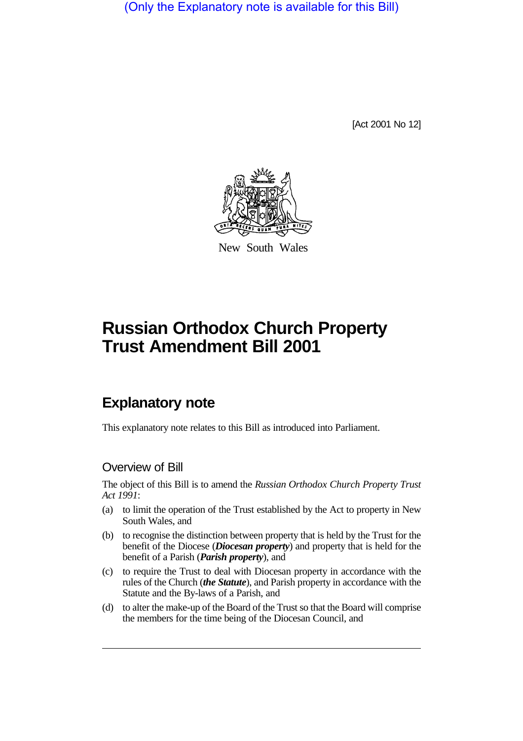(Only the Explanatory note is available for this Bill)

[Act 2001 No 12]

New South Wales

# Russian Orthodox Church Property Trust Amendment Bill 2001

## Explanatory note

This explanatory note relates to this Bill as introduced into Parliament.

### Overview of Bill

The object of this Bill is to amend the *Russian Orthodox Church Property Trust Act 1991*:

(a) to limit the operation of the Trust established by the Act to property in New South Wales, and

(b) to recognise the distinction between property that is held by the Trust for the benefit of the Diocese (***Diocesan property***) and property that is held for the benefit of a Parish (***Parish property***), and

(c) to require the Trust to deal with Diocesan property in accordance with the rules of the Church (***the Statute***), and Parish property in accordance with the Statute and the By-laws of a Parish, and

(d) to alter the make-up of the Board of the Trust so that the Board will comprise the members for the time being of the Diocesan Council, and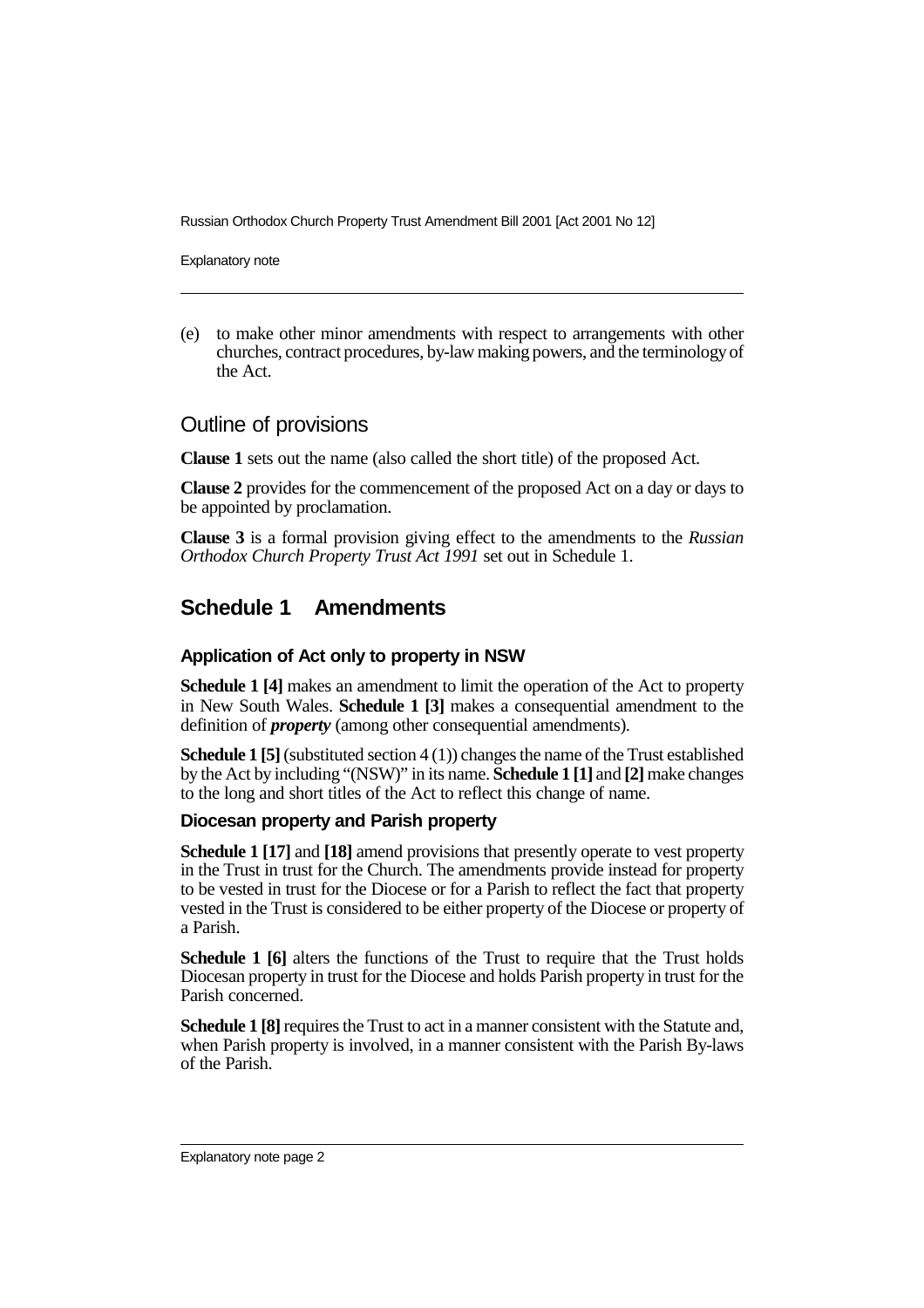(e) to make other minor amendments with respect to arrangements with other churches, contract procedures, by-law making powers, and the terminology of the Act.

## Outline of provisions

**Clause 1** sets out the name (also called the short title) of the proposed Act.

**Clause 2** provides for the commencement of the proposed Act on a day or days to be appointed by proclamation.

**Clause 3** is a formal provision giving effect to the amendments to the *Russian Orthodox Church Property Trust Act 1991* set out in Schedule 1.

## Schedule 1 Amendments

### Application of Act only to property in NSW

**Schedule 1 [4]** makes an amendment to limit the operation of the Act to property in New South Wales. **Schedule 1 [3]** makes a consequential amendment to the definition of ***property*** (among other consequential amendments).

**Schedule 1 [5]** (substituted section 4 (1)) changes the name of the Trust established by the Act by including "(NSW)" in its name. **Schedule 1 [1]** and **[2]** make changes to the long and short titles of the Act to reflect this change of name.

### Diocesan property and Parish property

**Schedule 1 [17]** and **[18]** amend provisions that presently operate to vest property in the Trust in trust for the Church. The amendments provide instead for property to be vested in trust for the Diocese or for a Parish to reflect the fact that property vested in the Trust is considered to be either property of the Diocese or property of a Parish.

**Schedule 1 [6]** alters the functions of the Trust to require that the Trust holds Diocesan property in trust for the Diocese and holds Parish property in trust for the Parish concerned.

**Schedule 1 [8]** requires the Trust to act in a manner consistent with the Statute and, when Parish property is involved, in a manner consistent with the Parish By-laws of the Parish.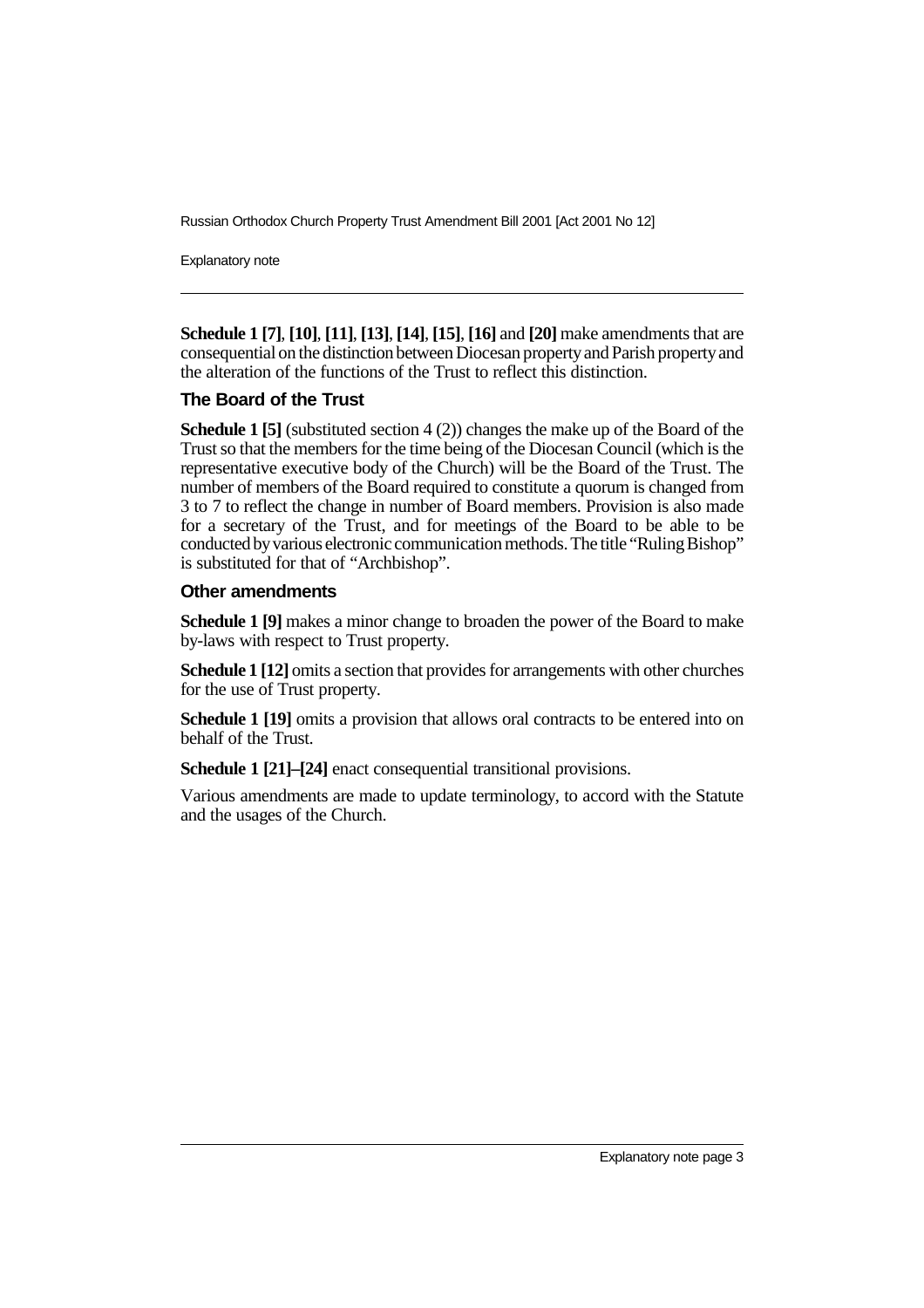**Schedule 1 [7]**, **[10]**, **[11]**, **[13]**, **[14]**, **[15]**, **[16]** and **[20]** make amendments that are consequential on the distinction between Diocesan property and Parish property and the alteration of the functions of the Trust to reflect this distinction.

### The Board of the Trust

**Schedule 1 [5]** (substituted section 4 (2)) changes the make up of the Board of the Trust so that the members for the time being of the Diocesan Council (which is the representative executive body of the Church) will be the Board of the Trust. The number of members of the Board required to constitute a quorum is changed from 3 to 7 to reflect the change in number of Board members. Provision is also made for a secretary of the Trust, and for meetings of the Board to be able to be conducted by various electronic communication methods. The title "Ruling Bishop" is substituted for that of "Archbishop".

### Other amendments

**Schedule 1 [9]** makes a minor change to broaden the power of the Board to make by-laws with respect to Trust property.

**Schedule 1 [12]** omits a section that provides for arrangements with other churches for the use of Trust property.

**Schedule 1 [19]** omits a provision that allows oral contracts to be entered into on behalf of the Trust.

**Schedule 1 [21]–[24]** enact consequential transitional provisions.

Various amendments are made to update terminology, to accord with the Statute and the usages of the Church.